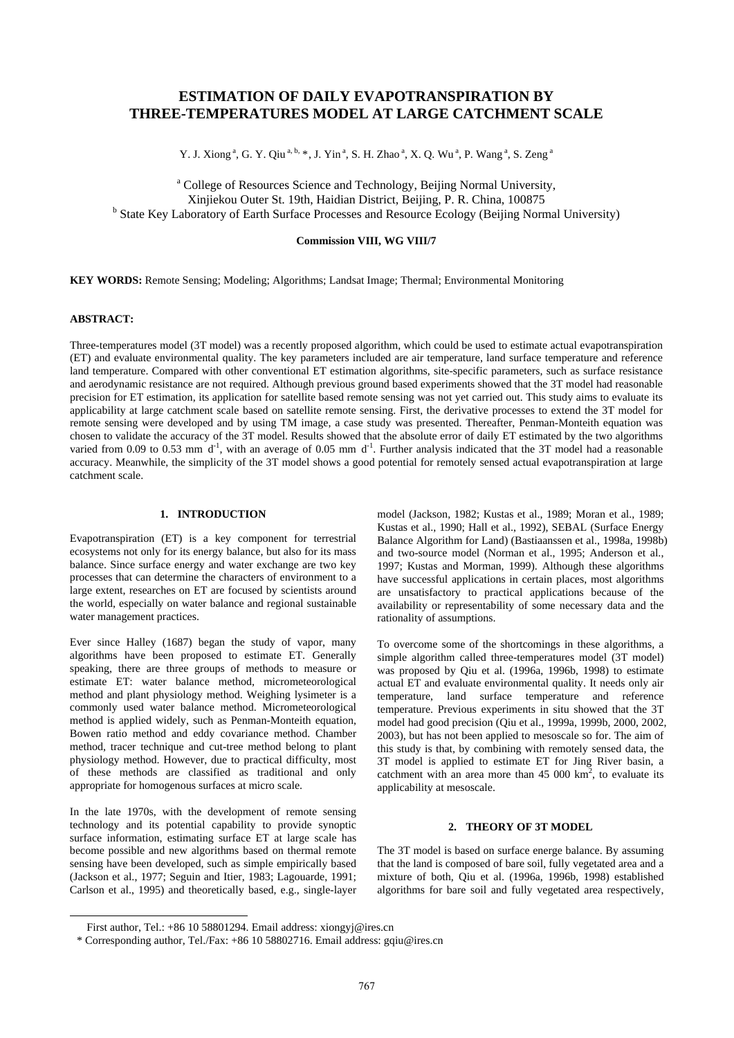# ESTIMATION OF DAILY EVAPOTRANSPIRATION BY THREE-TEMPERATURES MODEL AT LARGE CATCHMENT SCALE

Y. J. Xiong [a], G. Y. Qiu [a, b, *], J. Yin [a], S. H. Zhao [a], X. Q. Wu [a], P. Wang [a], S. Zeng [a]

[a] College of Resources Science and Technology, Beijing Normal University, Xinjiekou Outer St. 19th, Haidian District, Beijing, P. R. China, 100875
[b] State Key Laboratory of Earth Surface Processes and Resource Ecology (Beijing Normal University)

**Commission VIII, WG VIII/7**

**KEY WORDS:** Remote Sensing; Modeling; Algorithms; Landsat Image; Thermal; Environmental Monitoring

**ABSTRACT:**

Three-temperatures model (3T model) was a recently proposed algorithm, which could be used to estimate actual evapotranspiration (ET) and evaluate environmental quality. The key parameters included are air temperature, land surface temperature and reference land temperature. Compared with other conventional ET estimation algorithms, site-specific parameters, such as surface resistance and aerodynamic resistance are not required. Although previous ground based experiments showed that the 3T model had reasonable precision for ET estimation, its application for satellite based remote sensing was not yet carried out. This study aims to evaluate its applicability at large catchment scale based on satellite remote sensing. First, the derivative processes to extend the 3T model for remote sensing were developed and by using TM image, a case study was presented. Thereafter, Penman-Monteith equation was chosen to validate the accuracy of the 3T model. Results showed that the absolute error of daily ET estimated by the two algorithms varied from 0.09 to 0.53 mm $d^{-1}$, with an average of 0.05 mm $d^{-1}$. Further analysis indicated that the 3T model had a reasonable accuracy. Meanwhile, the simplicity of the 3T model shows a good potential for remotely sensed actual evapotranspiration at large catchment scale.

## 1. INTRODUCTION

Evapotranspiration (ET) is a key component for terrestrial ecosystems not only for its energy balance, but also for its mass balance. Since surface energy and water exchange are two key processes that can determine the characters of environment to a large extent, researches on ET are focused by scientists around the world, especially on water balance and regional sustainable water management practices.

Ever since Halley (1687) began the study of vapor, many algorithms have been proposed to estimate ET. Generally speaking, there are three groups of methods to measure or estimate ET: water balance method, micrometeorological method and plant physiology method. Weighing lysimeter is a commonly used water balance method. Micrometeorological method is applied widely, such as Penman-Monteith equation, Bowen ratio method and eddy covariance method. Chamber method, tracer technique and cut-tree method belong to plant physiology method. However, due to practical difficulty, most of these methods are classified as traditional and only appropriate for homogenous surfaces at micro scale.

In the late 1970s, with the development of remote sensing technology and its potential capability to provide synoptic surface information, estimating surface ET at large scale has become possible and new algorithms based on thermal remote sensing have been developed, such as simple empirically based (Jackson et al., 1977; Seguin and Itier, 1983; Lagouarde, 1991; Carlson et al., 1995) and theoretically based, e.g., single-layer model (Jackson, 1982; Kustas et al., 1989; Moran et al., 1989; Kustas et al., 1990; Hall et al., 1992), SEBAL (Surface Energy Balance Algorithm for Land) (Bastiaanssen et al., 1998a, 1998b) and two-source model (Norman et al., 1995; Anderson et al., 1997; Kustas and Morman, 1999). Although these algorithms have successful applications in certain places, most algorithms are unsatisfactory to practical applications because of the availability or representability of some necessary data and the rationality of assumptions.

To overcome some of the shortcomings in these algorithms, a simple algorithm called three-temperatures model (3T model) was proposed by Qiu et al. (1996a, 1996b, 1998) to estimate actual ET and evaluate environmental quality. It needs only air temperature, land surface temperature and reference temperature. Previous experiments in situ showed that the 3T model had good precision (Qiu et al., 1999a, 1999b, 2000, 2002, 2003), but has not been applied to mesoscale so for. The aim of this study is that, by combining with remotely sensed data, the 3T model is applied to estimate ET for Jing River basin, a catchment with an area more than 45 000 $km^2$, to evaluate its applicability at mesoscale.

## 2. THEORY OF 3T MODEL

The 3T model is based on surface energe balance. By assuming that the land is composed of bare soil, fully vegetated area and a mixture of both, Qiu et al. (1996a, 1996b, 1998) established algorithms for bare soil and fully vegetated area respectively,

First author, Tel.: +86 10 58801294. Email address: xiongyj@ires.cn
* Corresponding author, Tel./Fax: +86 10 58802716. Email address: gqiu@ires.cn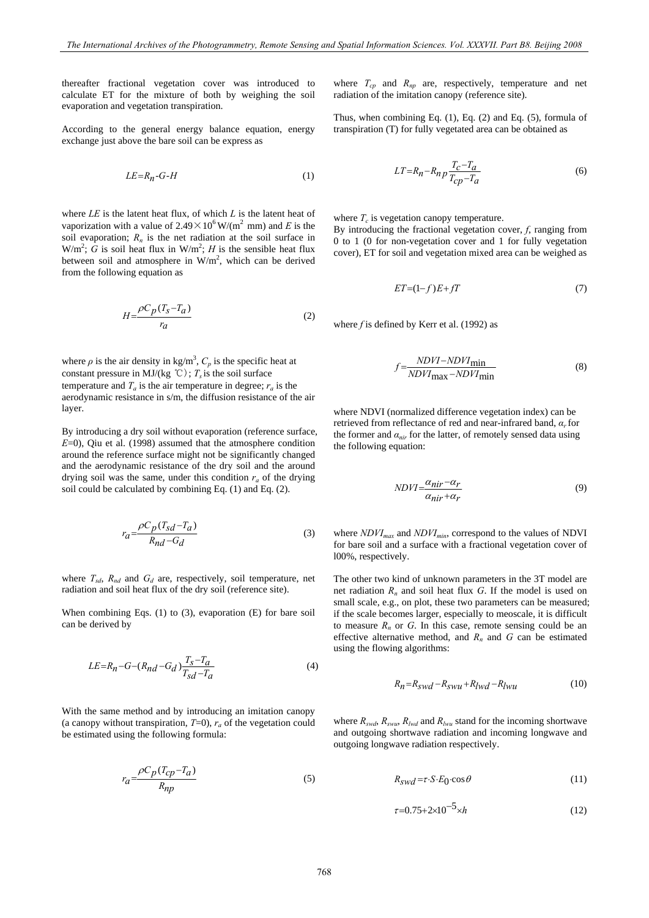thereafter fractional vegetation cover was introduced to calculate ET for the mixture of both by weighing the soil evaporation and vegetation transpiration.

According to the general energy balance equation, energy exchange just above the bare soil can be express as

$$LE = R_n - G - H \tag{1}$$

where $LE$ is the latent heat flux, of which $L$ is the latent heat of vaporization with a value of $2.49\times10^6$ W/(m$^2$ mm) and $E$ is the soil evaporation; $R_n$ is the net radiation at the soil surface in W/m$^2$; $G$ is soil heat flux in W/m$^2$; $H$ is the sensible heat flux between soil and atmosphere in W/m$^2$, which can be derived from the following equation as

$$H = \frac{\rho C_p (T_s - T_a)}{r_a} \tag{2}$$

where $\rho$ is the air density in kg/m$^3$, $C_p$ is the specific heat at constant pressure in MJ/(kg ℃); $T_s$ is the soil surface temperature and $T_a$ is the air temperature in degree; $r_a$ is the aerodynamic resistance in s/m, the diffusion resistance of the air layer.

By introducing a dry soil without evaporation (reference surface, $E$=0), Qiu et al. (1998) assumed that the atmosphere condition around the reference surface might not be significantly changed and the aerodynamic resistance of the dry soil and the around drying soil was the same, under this condition $r_a$ of the drying soil could be calculated by combining Eq. (1) and Eq. (2).

$$r_a = \frac{\rho C_p (T_{sd} - T_a)}{R_{nd} - G_d} \tag{3}$$

where $T_{sd}$, $R_{nd}$ and $G_d$ are, respectively, soil temperature, net radiation and soil heat flux of the dry soil (reference site).

When combining Eqs. (1) to (3), evaporation (E) for bare soil can be derived by

$$LE = R_n - G - (R_{nd} - G_d)\frac{T_s - T_a}{T_{sd} - T_a} \tag{4}$$

With the same method and by introducing an imitation canopy (a canopy without transpiration, $T$=0), $r_a$ of the vegetation could be estimated using the following formula:

$$r_a = \frac{\rho C_p (T_{cp} - T_a)}{R_{np}} \tag{5}$$

where $T_{cp}$ and $R_{np}$ are, respectively, temperature and net radiation of the imitation canopy (reference site).

Thus, when combining Eq. (1), Eq. (2) and Eq. (5), formula of transpiration (T) for fully vegetated area can be obtained as

$$LT = R_n - R_{np}\frac{T_c - T_a}{T_{cp} - T_a} \tag{6}$$

where $T_c$ is vegetation canopy temperature.

By introducing the fractional vegetation cover, $f$, ranging from 0 to 1 (0 for non-vegetation cover and 1 for fully vegetation cover), ET for soil and vegetation mixed area can be weighed as

$$ET = (1 - f)E + fT \tag{7}$$

where $f$ is defined by Kerr et al. (1992) as

$$f = \frac{NDVI - NDVI_{\min}}{NDVI_{\max} - NDVI_{\min}} \tag{8}$$

where NDVI (normalized difference vegetation index) can be retrieved from reflectance of red and near-infrared band, $\alpha_r$ for the former and $\alpha_{nir}$ for the latter, of remotely sensed data using the following equation:

$$NDVI = \frac{\alpha_{nir} - \alpha_r}{\alpha_{nir} + \alpha_r} \tag{9}$$

where $NDVI_{max}$ and $NDVI_{min}$, correspond to the values of NDVI for bare soil and a surface with a fractional vegetation cover of l00%, respectively.

The other two kind of unknown parameters in the 3T model are net radiation $R_n$ and soil heat flux $G$. If the model is used on small scale, e.g., on plot, these two parameters can be measured; if the scale becomes larger, especially to meoscale, it is difficult to measure $R_n$ or $G$. In this case, remote sensing could be an effective alternative method, and $R_n$ and $G$ can be estimated using the flowing algorithms:

$$R_n = R_{swd} - R_{swu} + R_{lwd} - R_{lwu} \tag{10}$$

where $R_{swd}$, $R_{swu}$, $R_{lwd}$ and $R_{lwu}$ stand for the incoming shortwave and outgoing shortwave radiation and incoming longwave and outgoing longwave radiation respectively.

$$R_{swd} = \tau \cdot S \cdot E_0 \cdot \cos\theta \tag{11}$$

$$\tau = 0.75 + 2\times10^{-5}\times h \tag{12}$$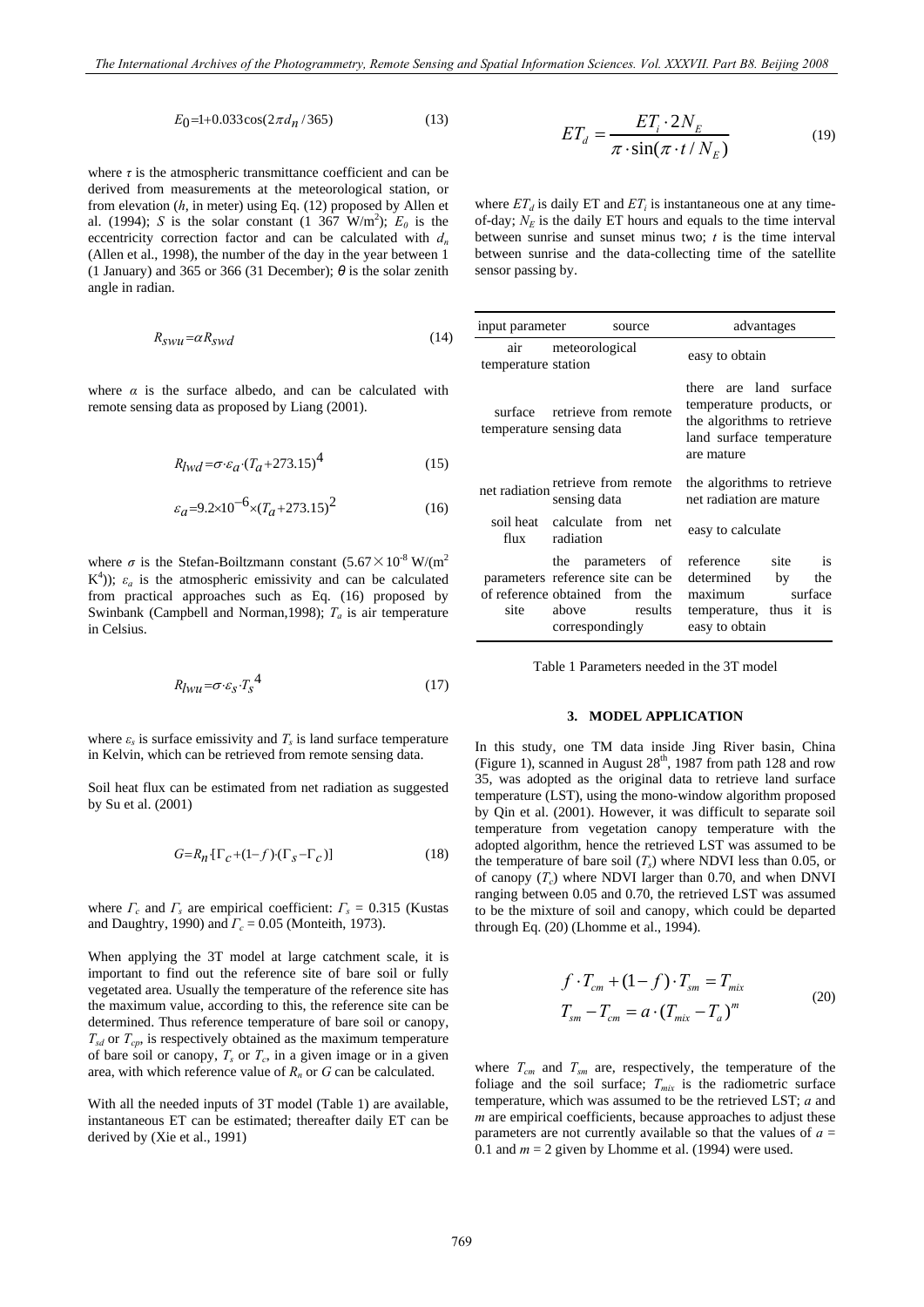$$E_0 = 1 + 0.033\cos(2\pi d_n / 365) \tag{13}$$

where $\tau$ is the atmospheric transmittance coefficient and can be derived from measurements at the meteorological station, or from elevation ($h$, in meter) using Eq. (12) proposed by Allen et al. (1994); $S$ is the solar constant (1 367 W/m$^2$); $E_0$ is the eccentricity correction factor and can be calculated with $d_n$ (Allen et al., 1998), the number of the day in the year between 1 (1 January) and 365 or 366 (31 December); $\theta$ is the solar zenith angle in radian.

$$R_{swu} = \alpha R_{swd} \tag{14}$$

where $\alpha$ is the surface albedo, and can be calculated with remote sensing data as proposed by Liang (2001).

$$R_{lwd} = \sigma \cdot \varepsilon_a \cdot (T_a + 273.15)^4 \tag{15}$$

$$\varepsilon_a = 9.2\times10^{-6} \times (T_a + 273.15)^2 \tag{16}$$

where $\sigma$ is the Stefan-Boiltzmann constant ($5.67\times10^{-8}$ W/(m$^2$ K$^4$)); $\varepsilon_a$ is the atmospheric emissivity and can be calculated from practical approaches such as Eq. (16) proposed by Swinbank (Campbell and Norman,1998); $T_a$ is air temperature in Celsius.

$$R_{lwu} = \sigma \cdot \varepsilon_s \cdot T_s^4 \tag{17}$$

where $\varepsilon_s$ is surface emissivity and $T_s$ is land surface temperature in Kelvin, which can be retrieved from remote sensing data.

Soil heat flux can be estimated from net radiation as suggested by Su et al. (2001)

$$G = R_n \cdot [\Gamma_c + (1-f) \cdot (\Gamma_s - \Gamma_c)] \tag{18}$$

where $\Gamma_c$ and $\Gamma_s$ are empirical coefficient: $\Gamma_s$ = 0.315 (Kustas and Daughtry, 1990) and $\Gamma_c$ = 0.05 (Monteith, 1973).

When applying the 3T model at large catchment scale, it is important to find out the reference site of bare soil or fully vegetated area. Usually the temperature of the reference site has the maximum value, according to this, the reference site can be determined. Thus reference temperature of bare soil or canopy, $T_{sd}$ or $T_{cp}$, is respectively obtained as the maximum temperature of bare soil or canopy, $T_s$ or $T_c$, in a given image or in a given area, with which reference value of $R_n$ or $G$ can be calculated.

With all the needed inputs of 3T model (Table 1) are available, instantaneous ET can be estimated; thereafter daily ET can be derived by (Xie et al., 1991)

$$ET_d = \frac{ET_i \cdot 2N_E}{\pi \cdot \sin(\pi \cdot t / N_E)} \tag{19}$$

where $ET_d$ is daily ET and $ET_i$ is instantaneous one at any time-of-day; $N_E$ is the daily ET hours and equals to the time interval between sunrise and sunset minus two; $t$ is the time interval between sunrise and the data-collecting time of the satellite sensor passing by.

| input parameter | source | advantages |
| --- | --- | --- |
| air temperature | meteorological station | easy to obtain |
| surface temperature | retrieve from remote sensing data | there are land surface temperature products, or the algorithms to retrieve land surface temperature are mature |
| net radiation | retrieve from remote sensing data | the algorithms to retrieve net radiation are mature |
| soil heat flux | calculate from net radiation | easy to calculate |
| parameters of reference site | the parameters of reference site can be obtained from the above results correspondingly | reference site is determined by the maximum surface temperature, thus it is easy to obtain |

Table 1 Parameters needed in the 3T model

## 3. MODEL APPLICATION

In this study, one TM data inside Jing River basin, China (Figure 1), scanned in August 28th, 1987 from path 128 and row 35, was adopted as the original data to retrieve land surface temperature (LST), using the mono-window algorithm proposed by Qin et al. (2001). However, it was difficult to separate soil temperature from vegetation canopy temperature with the adopted algorithm, hence the retrieved LST was assumed to be the temperature of bare soil ($T_s$) where NDVI less than 0.05, or of canopy ($T_c$) where NDVI larger than 0.70, and when DNVI ranging between 0.05 and 0.70, the retrieved LST was assumed to be the mixture of soil and canopy, which could be departed through Eq. (20) (Lhomme et al., 1994).

$$\begin{aligned} f \cdot T_{cm} + (1-f) \cdot T_{sm} &= T_{mix} \\ T_{sm} - T_{cm} &= a \cdot (T_{mix} - T_a)^m \end{aligned} \tag{20}$$

where $T_{cm}$ and $T_{sm}$ are, respectively, the temperature of the foliage and the soil surface; $T_{mix}$ is the radiometric surface temperature, which was assumed to be the retrieved LST; $a$ and $m$ are empirical coefficients, because approaches to adjust these parameters are not currently available so that the values of $a$ = 0.1 and $m$ = 2 given by Lhomme et al. (1994) were used.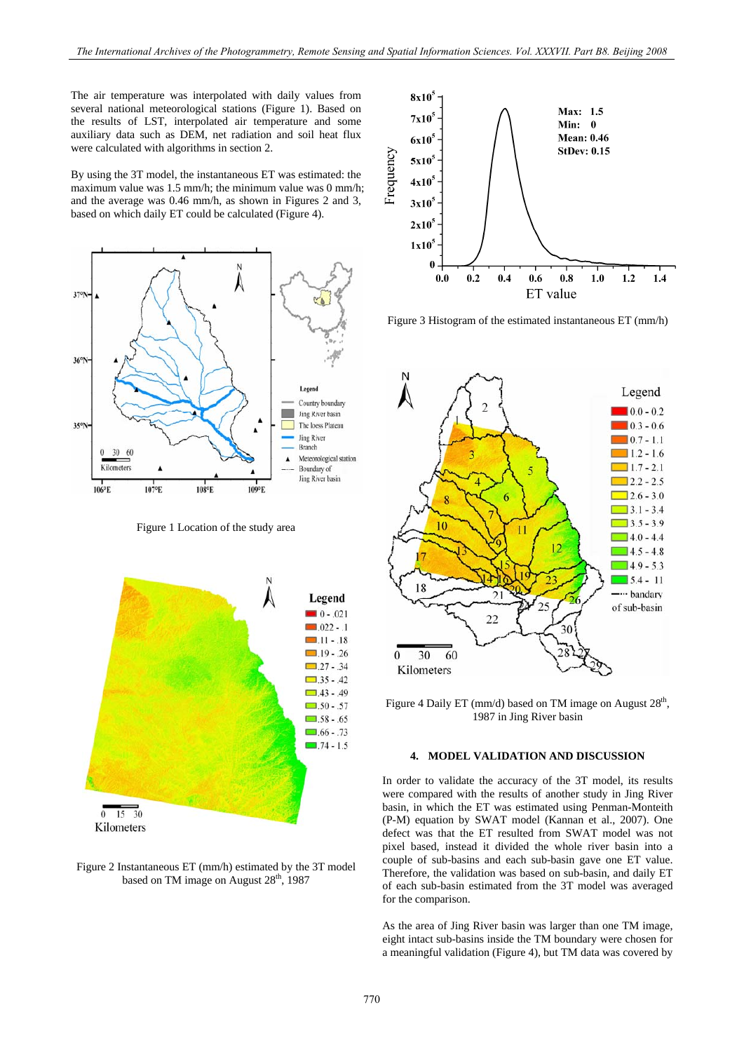The air temperature was interpolated with daily values from several national meteorological stations (Figure 1). Based on the results of LST, interpolated air temperature and some auxiliary data such as DEM, net radiation and soil heat flux were calculated with algorithms in section 2.

By using the 3T model, the instantaneous ET was estimated: the maximum value was 1.5 mm/h; the minimum value was 0 mm/h; and the average was 0.46 mm/h, as shown in Figures 2 and 3, based on which daily ET could be calculated (Figure 4).

Figure 1 Location of the study area

Figure 2 Instantaneous ET (mm/h) estimated by the 3T model based on TM image on August 28th, 1987

Figure 3 Histogram of the estimated instantaneous ET (mm/h)

Figure 4 Daily ET (mm/d) based on TM image on August 28th, 1987 in Jing River basin

## 4. MODEL VALIDATION AND DISCUSSION

In order to validate the accuracy of the 3T model, its results were compared with the results of another study in Jing River basin, in which the ET was estimated using Penman-Monteith (P-M) equation by SWAT model (Kannan et al., 2007). One defect was that the ET resulted from SWAT model was not pixel based, instead it divided the whole river basin into a couple of sub-basins and each sub-basin gave one ET value. Therefore, the validation was based on sub-basin, and daily ET of each sub-basin estimated from the 3T model was averaged for the comparison.

As the area of Jing River basin was larger than one TM image, eight intact sub-basins inside the TM boundary were chosen for a meaningful validation (Figure 4), but TM data was covered by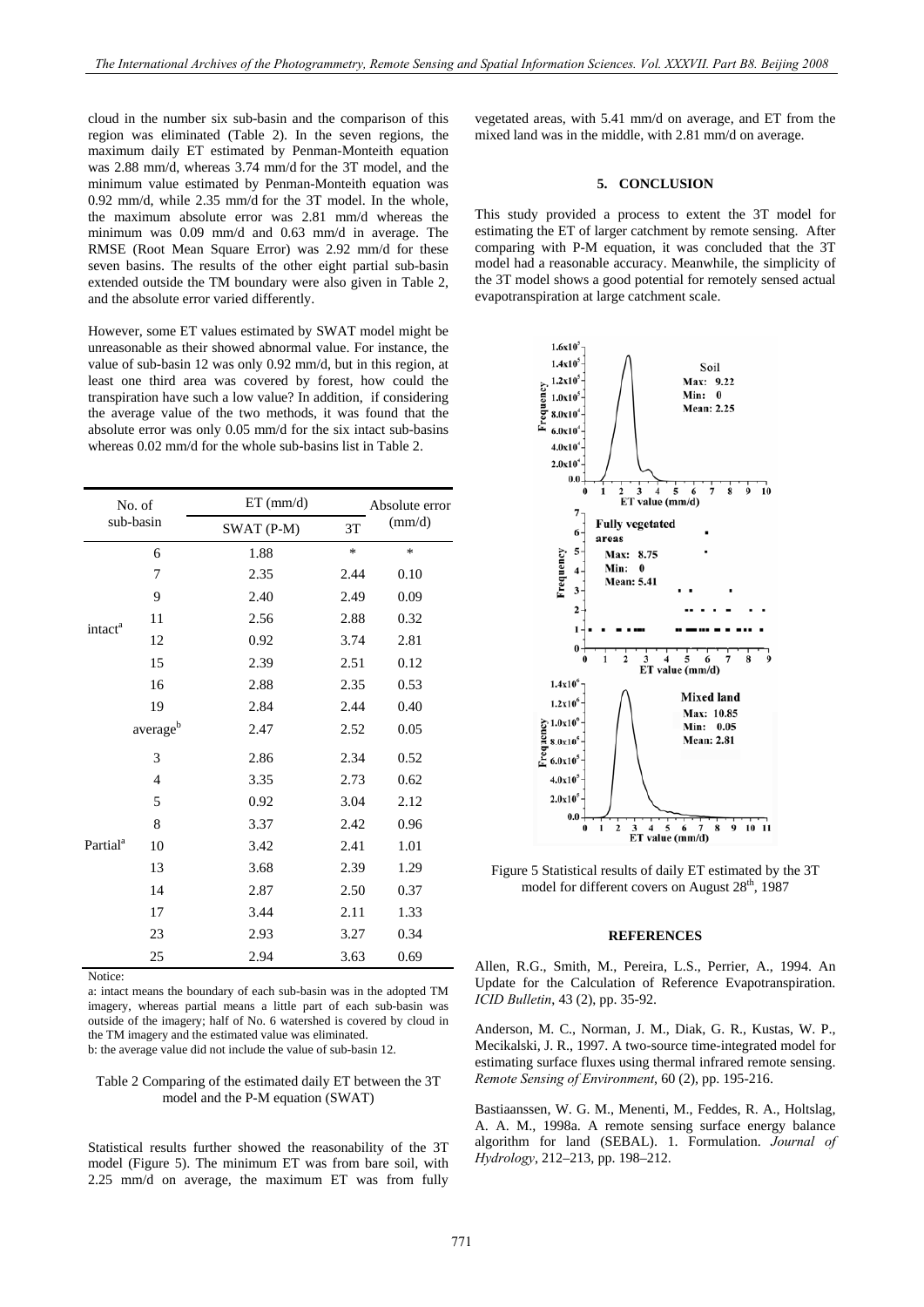cloud in the number six sub-basin and the comparison of this region was eliminated (Table 2). In the seven regions, the maximum daily ET estimated by Penman-Monteith equation was 2.88 mm/d, whereas 3.74 mm/d for the 3T model, and the minimum value estimated by Penman-Monteith equation was 0.92 mm/d, while 2.35 mm/d for the 3T model. In the whole, the maximum absolute error was 2.81 mm/d whereas the minimum was 0.09 mm/d and 0.63 mm/d in average. The RMSE (Root Mean Square Error) was 2.92 mm/d for these seven basins. The results of the other eight partial sub-basin extended outside the TM boundary were also given in Table 2, and the absolute error varied differently.

However, some ET values estimated by SWAT model might be unreasonable as their showed abnormal value. For instance, the value of sub-basin 12 was only 0.92 mm/d, but in this region, at least one third area was covered by forest, how could the transpiration have such a low value? In addition, if considering the average value of the two methods, it was found that the absolute error was only 0.05 mm/d for the six intact sub-basins whereas 0.02 mm/d for the whole sub-basins list in Table 2.

| No. of sub-basin | | ET (mm/d) | | Absolute error (mm/d) |
|---|---|---|---|---|
| | | SWAT (P-M) | 3T | |
| intact[a] | 6 | 1.88 | * | * |
| | 7 | 2.35 | 2.44 | 0.10 |
| | 9 | 2.40 | 2.49 | 0.09 |
| | 11 | 2.56 | 2.88 | 0.32 |
| | 12 | 0.92 | 3.74 | 2.81 |
| | 15 | 2.39 | 2.51 | 0.12 |
| | 16 | 2.88 | 2.35 | 0.53 |
| | 19 | 2.84 | 2.44 | 0.40 |
| | average[b] | 2.47 | 2.52 | 0.05 |
| Partial[a] | 3 | 2.86 | 2.34 | 0.52 |
| | 4 | 3.35 | 2.73 | 0.62 |
| | 5 | 0.92 | 3.04 | 2.12 |
| | 8 | 3.37 | 2.42 | 0.96 |
| | 10 | 3.42 | 2.41 | 1.01 |
| | 13 | 3.68 | 2.39 | 1.29 |
| | 14 | 2.87 | 2.50 | 0.37 |
| | 17 | 3.44 | 2.11 | 1.33 |
| | 23 | 2.93 | 3.27 | 0.34 |
| | 25 | 2.94 | 3.63 | 0.69 |

Notice:

a: intact means the boundary of each sub-basin was in the adopted TM imagery, whereas partial means a little part of each sub-basin was outside of the imagery; half of No. 6 watershed is covered by cloud in the TM imagery and the estimated value was eliminated.

b: the average value did not include the value of sub-basin 12.

Table 2 Comparing of the estimated daily ET between the 3T model and the P-M equation (SWAT)

Statistical results further showed the reasonability of the 3T model (Figure 5). The minimum ET was from bare soil, with 2.25 mm/d on average, the maximum ET was from fully vegetated areas, with 5.41 mm/d on average, and ET from the mixed land was in the middle, with 2.81 mm/d on average.

## 5. CONCLUSION

This study provided a process to extent the 3T model for estimating the ET of larger catchment by remote sensing. After comparing with P-M equation, it was concluded that the 3T model had a reasonable accuracy. Meanwhile, the simplicity of the 3T model shows a good potential for remotely sensed actual evapotranspiration at large catchment scale.

Figure 5 Statistical results of daily ET estimated by the 3T model for different covers on August 28[th], 1987

## REFERENCES

Allen, R.G., Smith, M., Pereira, L.S., Perrier, A., 1994. An Update for the Calculation of Reference Evapotranspiration. *ICID Bulletin*, 43 (2), pp. 35-92.

Anderson, M. C., Norman, J. M., Diak, G. R., Kustas, W. P., Mecikalski, J. R., 1997. A two-source time-integrated model for estimating surface fluxes using thermal infrared remote sensing. *Remote Sensing of Environment*, 60 (2), pp. 195-216.

Bastiaanssen, W. G. M., Menenti, M., Feddes, R. A., Holtslag, A. A. M., 1998a. A remote sensing surface energy balance algorithm for land (SEBAL). 1. Formulation. *Journal of Hydrology*, 212–213, pp. 198–212.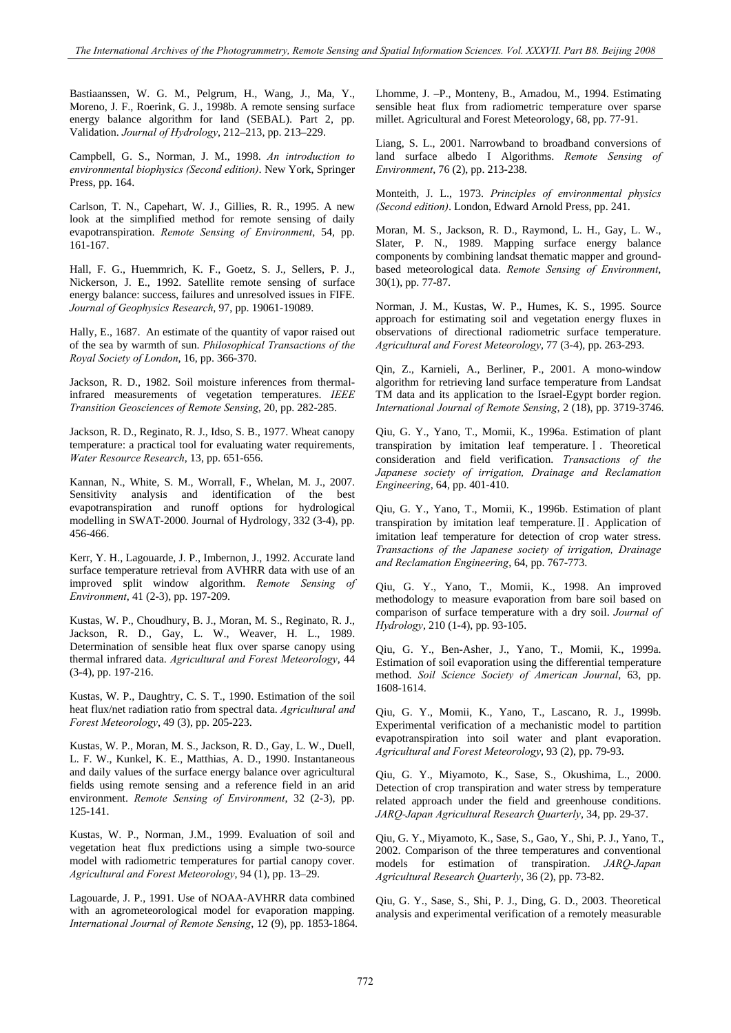Bastiaanssen, W. G. M., Pelgrum, H., Wang, J., Ma, Y., Moreno, J. F., Roerink, G. J., 1998b. A remote sensing surface energy balance algorithm for land (SEBAL). Part 2, pp. Validation. *Journal of Hydrology*, 212–213, pp. 213–229.

Campbell, G. S., Norman, J. M., 1998. *An introduction to environmental biophysics (Second edition)*. New York, Springer Press, pp. 164.

Carlson, T. N., Capehart, W. J., Gillies, R. R., 1995. A new look at the simplified method for remote sensing of daily evapotranspiration. *Remote Sensing of Environment*, 54, pp. 161-167.

Hall, F. G., Huemmrich, K. F., Goetz, S. J., Sellers, P. J., Nickerson, J. E., 1992. Satellite remote sensing of surface energy balance: success, failures and unresolved issues in FIFE. *Journal of Geophysics Research*, 97, pp. 19061-19089.

Hally, E., 1687. An estimate of the quantity of vapor raised out of the sea by warmth of sun. *Philosophical Transactions of the Royal Society of London*, 16, pp. 366-370.

Jackson, R. D., 1982. Soil moisture inferences from thermal-infrared measurements of vegetation temperatures. *IEEE Transition Geosciences of Remote Sensing*, 20, pp. 282-285.

Jackson, R. D., Reginato, R. J., Idso, S. B., 1977. Wheat canopy temperature: a practical tool for evaluating water requirements, *Water Resource Research*, 13, pp. 651-656.

Kannan, N., White, S. M., Worrall, F., Whelan, M. J., 2007. Sensitivity analysis and identification of the best evapotranspiration and runoff options for hydrological modelling in SWAT-2000. Journal of Hydrology, 332 (3-4), pp. 456-466.

Kerr, Y. H., Lagouarde, J. P., Imbernon, J., 1992. Accurate land surface temperature retrieval from AVHRR data with use of an improved split window algorithm. *Remote Sensing of Environment*, 41 (2-3), pp. 197-209.

Kustas, W. P., Choudhury, B. J., Moran, M. S., Reginato, R. J., Jackson, R. D., Gay, L. W., Weaver, H. L., 1989. Determination of sensible heat flux over sparse canopy using thermal infrared data. *Agricultural and Forest Meteorology*, 44 (3-4), pp. 197-216.

Kustas, W. P., Daughtry, C. S. T., 1990. Estimation of the soil heat flux/net radiation ratio from spectral data. *Agricultural and Forest Meteorology*, 49 (3), pp. 205-223.

Kustas, W. P., Moran, M. S., Jackson, R. D., Gay, L. W., Duell, L. F. W., Kunkel, K. E., Matthias, A. D., 1990. Instantaneous and daily values of the surface energy balance over agricultural fields using remote sensing and a reference field in an arid environment. *Remote Sensing of Environment*, 32 (2-3), pp. 125-141.

Kustas, W. P., Norman, J.M., 1999. Evaluation of soil and vegetation heat flux predictions using a simple two-source model with radiometric temperatures for partial canopy cover. *Agricultural and Forest Meteorology*, 94 (1), pp. 13–29.

Lagouarde, J. P., 1991. Use of NOAA-AVHRR data combined with an agrometeorological model for evaporation mapping. *International Journal of Remote Sensing*, 12 (9), pp. 1853-1864.

Lhomme, J. –P., Monteny, B., Amadou, M., 1994. Estimating sensible heat flux from radiometric temperature over sparse millet. Agricultural and Forest Meteorology, 68, pp. 77-91.

Liang, S. L., 2001. Narrowband to broadband conversions of land surface albedo I Algorithms. *Remote Sensing of Environment*, 76 (2), pp. 213-238.

Monteith, J. L., 1973. *Principles of environmental physics (Second edition)*. London, Edward Arnold Press, pp. 241.

Moran, M. S., Jackson, R. D., Raymond, L. H., Gay, L. W., Slater, P. N., 1989. Mapping surface energy balance components by combining landsat thematic mapper and ground-based meteorological data. *Remote Sensing of Environment*, 30(1), pp. 77-87.

Norman, J. M., Kustas, W. P., Humes, K. S., 1995. Source approach for estimating soil and vegetation energy fluxes in observations of directional radiometric surface temperature. *Agricultural and Forest Meteorology*, 77 (3-4), pp. 263-293.

Qin, Z., Karnieli, A., Berliner, P., 2001. A mono-window algorithm for retrieving land surface temperature from Landsat TM data and its application to the Israel-Egypt border region. *International Journal of Remote Sensing*, 2 (18), pp. 3719-3746.

Qiu, G. Y., Yano, T., Momii, K., 1996a. Estimation of plant transpiration by imitation leaf temperature. Ⅰ. Theoretical consideration and field verification. *Transactions of the Japanese society of irrigation, Drainage and Reclamation Engineering*, 64, pp. 401-410.

Qiu, G. Y., Yano, T., Momii, K., 1996b. Estimation of plant transpiration by imitation leaf temperature. Ⅱ. Application of imitation leaf temperature for detection of crop water stress. *Transactions of the Japanese society of irrigation, Drainage and Reclamation Engineering*, 64, pp. 767-773.

Qiu, G. Y., Yano, T., Momii, K., 1998. An improved methodology to measure evaporation from bare soil based on comparison of surface temperature with a dry soil. *Journal of Hydrology*, 210 (1-4), pp. 93-105.

Qiu, G. Y., Ben-Asher, J., Yano, T., Momii, K., 1999a. Estimation of soil evaporation using the differential temperature method. *Soil Science Society of American Journal*, 63, pp. 1608-1614.

Qiu, G. Y., Momii, K., Yano, T., Lascano, R. J., 1999b. Experimental verification of a mechanistic model to partition evapotranspiration into soil water and plant evaporation. *Agricultural and Forest Meteorology*, 93 (2), pp. 79-93.

Qiu, G. Y., Miyamoto, K., Sase, S., Okushima, L., 2000. Detection of crop transpiration and water stress by temperature related approach under the field and greenhouse conditions. *JARQ-Japan Agricultural Research Quarterly*, 34, pp. 29-37.

Qiu, G. Y., Miyamoto, K., Sase, S., Gao, Y., Shi, P. J., Yano, T., 2002. Comparison of the three temperatures and conventional models for estimation of transpiration. *JARQ-Japan Agricultural Research Quarterly*, 36 (2), pp. 73-82.

Qiu, G. Y., Sase, S., Shi, P. J., Ding, G. D., 2003. Theoretical analysis and experimental verification of a remotely measurable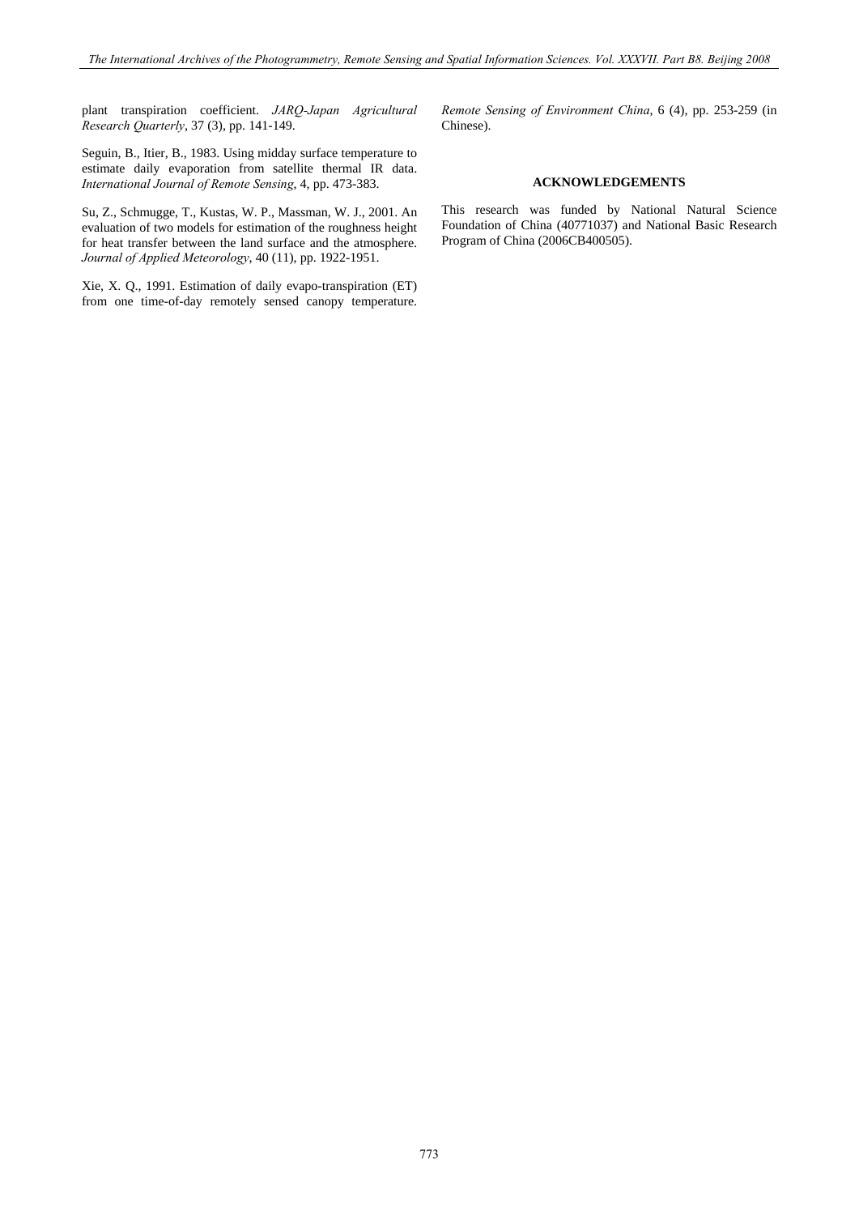plant transpiration coefficient. *JARQ-Japan Agricultural Research Quarterly*, 37 (3), pp. 141-149.

Seguin, B., Itier, B., 1983. Using midday surface temperature to estimate daily evaporation from satellite thermal IR data. *International Journal of Remote Sensing*, 4, pp. 473-383.

Su, Z., Schmugge, T., Kustas, W. P., Massman, W. J., 2001. An evaluation of two models for estimation of the roughness height for heat transfer between the land surface and the atmosphere. *Journal of Applied Meteorology*, 40 (11), pp. 1922-1951.

Xie, X. Q., 1991. Estimation of daily evapo-transpiration (ET) from one time-of-day remotely sensed canopy temperature. *Remote Sensing of Environment China*, 6 (4), pp. 253-259 (in Chinese).

## ACKNOWLEDGEMENTS

This research was funded by National Natural Science Foundation of China (40771037) and National Basic Research Program of China (2006CB400505).